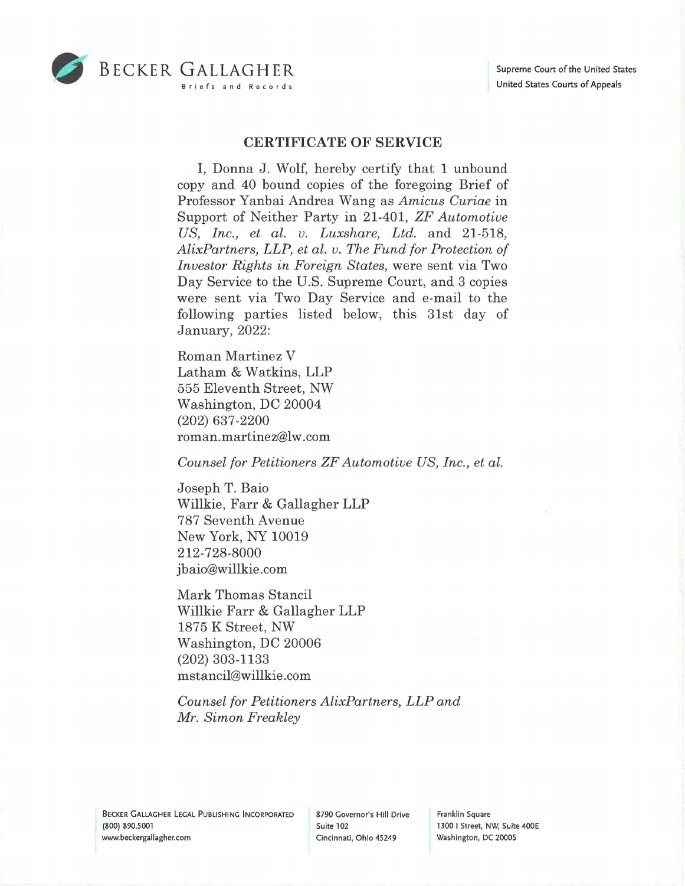# CERTIFICATE OF SERVICE

I, Donna J. Wolf, hereby certify that 1 unbound copy and 40 bound copies of the foregoing Brief of Professor Yanbai Andrea Wang as *Amicus Curiae* in Support of Neither Party in 21-401, *ZF Automotive US, Inc., et al. v. Luxshare, Ltd.* and 21-518, *AlixPartners, LLP, et al. v. The Fund for Protection of Investor Rights in Foreign States*, were sent via Two Day Service to the U.S. Supreme Court, and 3 copies were sent via Two Day Service and e-mail to the following parties listed below, this 31st day of January, 2022:

Roman Martinez V
Latham & Watkins, LLP
555 Eleventh Street, NW
Washington, DC 20004
(202) 637-2200
roman.martinez@lw.com

*Counsel for Petitioners ZF Automotive US, Inc., et al.*

Joseph T. Baio
Willkie, Farr & Gallagher LLP
787 Seventh Avenue
New York, NY 10019
212-728-8000
jbaio@willkie.com

Mark Thomas Stancil
Willkie Farr & Gallagher LLP
1875 K Street, NW
Washington, DC 20006
(202) 303-1133
mstancil@willkie.com

*Counsel for Petitioners AlixPartners, LLP and Mr. Simon Freakley*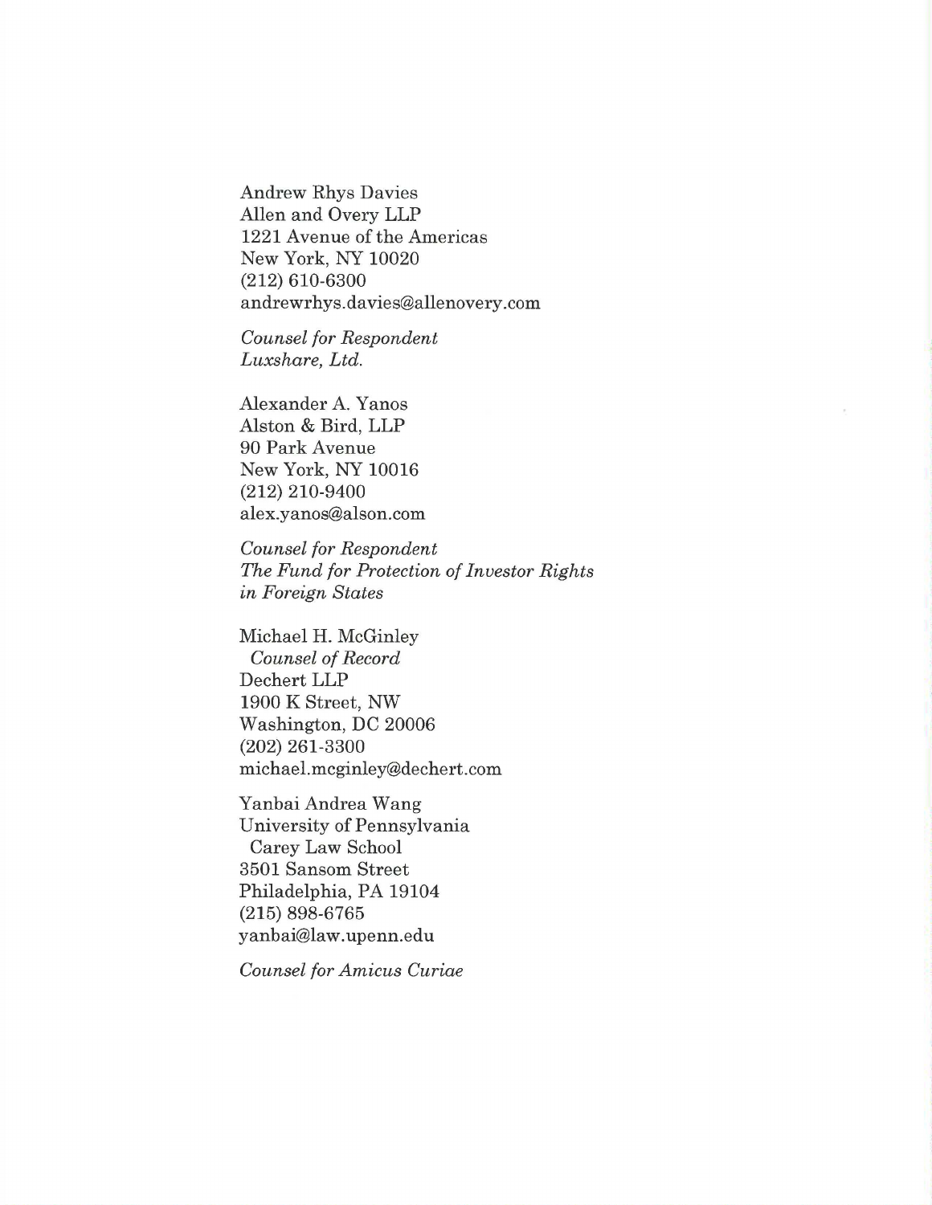Andrew Rhys Davies
Allen and Overy LLP
1221 Avenue of the Americas
New York, NY 10020
(212) 610-6300
andrewrhys.davies@allenovery.com

*Counsel for Respondent*
*Luxshare, Ltd.*

Alexander A. Yanos
Alston & Bird, LLP
90 Park Avenue
New York, NY 10016
(212) 210-9400
alex.yanos@alson.com

*Counsel for Respondent*
*The Fund for Protection of Investor Rights in Foreign States*

Michael H. McGinley
*Counsel of Record*
Dechert LLP
1900 K Street, NW
Washington, DC 20006
(202) 261-3300
michael.mcginley@dechert.com

Yanbai Andrea Wang
University of Pennsylvania
Carey Law School
3501 Sansom Street
Philadelphia, PA 19104
(215) 898-6765
yanbai@law.upenn.edu

*Counsel for Amicus Curiae*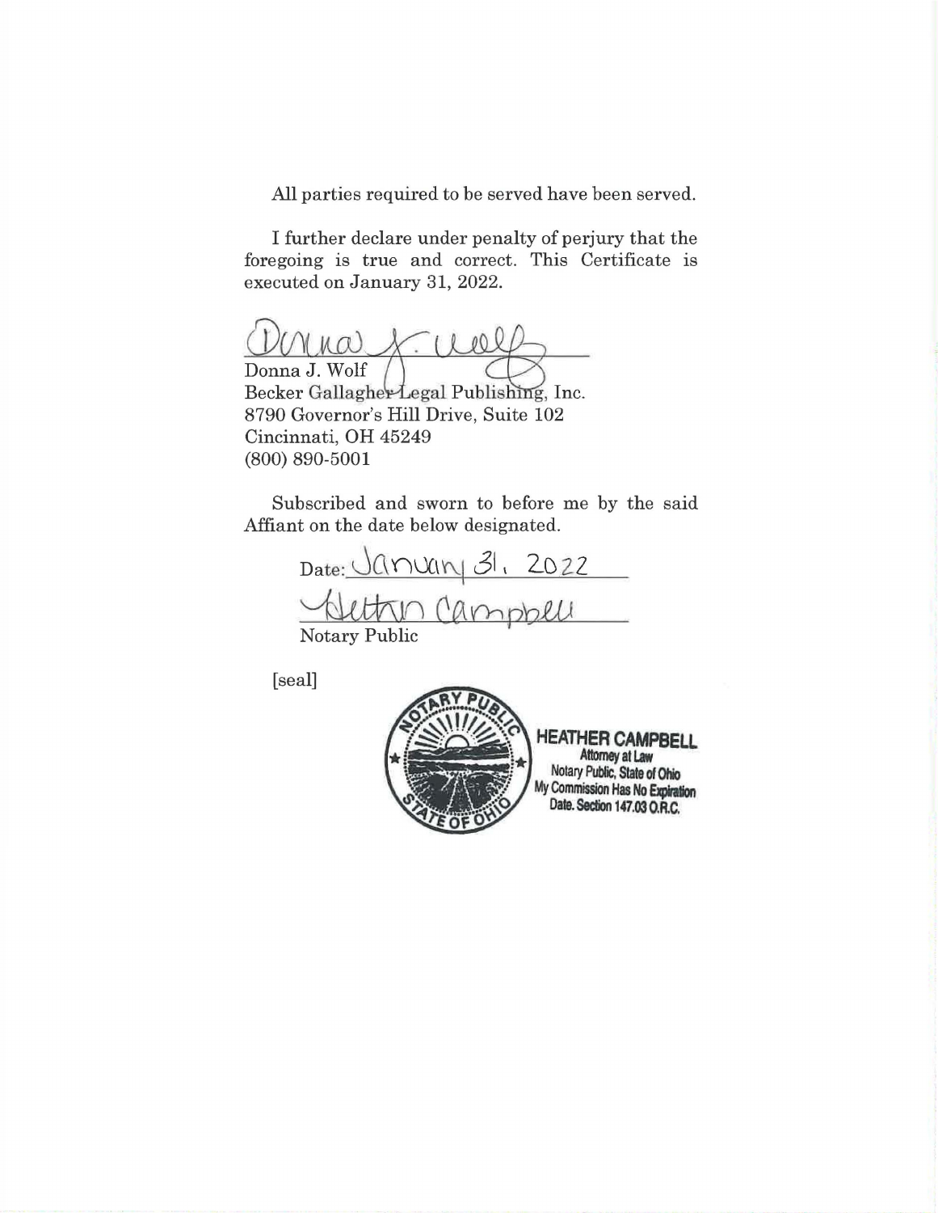All parties required to be served have been served.

I further declare under penalty of perjury that the foregoing is true and correct. This Certificate is executed on January 31, 2022.

Donna J. Wolf

Donna J. Wolf
Becker Gallagher Legal Publishing, Inc.
8790 Governor's Hill Drive, Suite 102
Cincinnati, OH 45249
(800) 890-5001

Subscribed and sworn to before me by the said Affiant on the date below designated.

Date: January 31, 2022

Heather Campbell

Notary Public

[seal]

NOTARY PUBLIC STATE OF OHIO

HEATHER CAMPBELL
Attorney at Law
Notary Public, State of Ohio
My Commission Has No Expiration Date. Section 147.03 O.R.C.